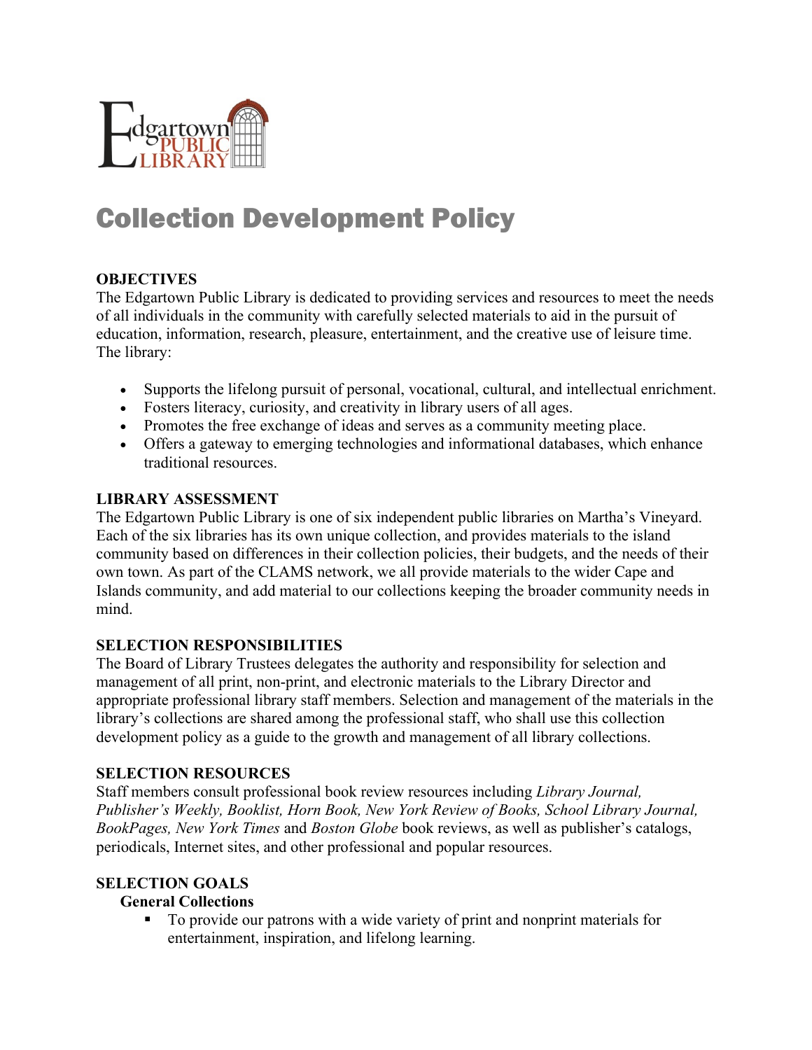Edgartown PUBLIC LIBRARY

# Collection Development Policy

## OBJECTIVES

The Edgartown Public Library is dedicated to providing services and resources to meet the needs of all individuals in the community with carefully selected materials to aid in the pursuit of education, information, research, pleasure, entertainment, and the creative use of leisure time. The library:

- Supports the lifelong pursuit of personal, vocational, cultural, and intellectual enrichment.
- Fosters literacy, curiosity, and creativity in library users of all ages.
- Promotes the free exchange of ideas and serves as a community meeting place.
- Offers a gateway to emerging technologies and informational databases, which enhance traditional resources.

## LIBRARY ASSESSMENT

The Edgartown Public Library is one of six independent public libraries on Martha's Vineyard. Each of the six libraries has its own unique collection, and provides materials to the island community based on differences in their collection policies, their budgets, and the needs of their own town. As part of the CLAMS network, we all provide materials to the wider Cape and Islands community, and add material to our collections keeping the broader community needs in mind.

## SELECTION RESPONSIBILITIES

The Board of Library Trustees delegates the authority and responsibility for selection and management of all print, non-print, and electronic materials to the Library Director and appropriate professional library staff members. Selection and management of the materials in the library's collections are shared among the professional staff, who shall use this collection development policy as a guide to the growth and management of all library collections.

## SELECTION RESOURCES

Staff members consult professional book review resources including *Library Journal, Publisher's Weekly, Booklist, Horn Book, New York Review of Books, School Library Journal, BookPages, New York Times* and *Boston Globe* book reviews, as well as publisher's catalogs, periodicals, Internet sites, and other professional and popular resources.

## SELECTION GOALS

### General Collections

- To provide our patrons with a wide variety of print and nonprint materials for entertainment, inspiration, and lifelong learning.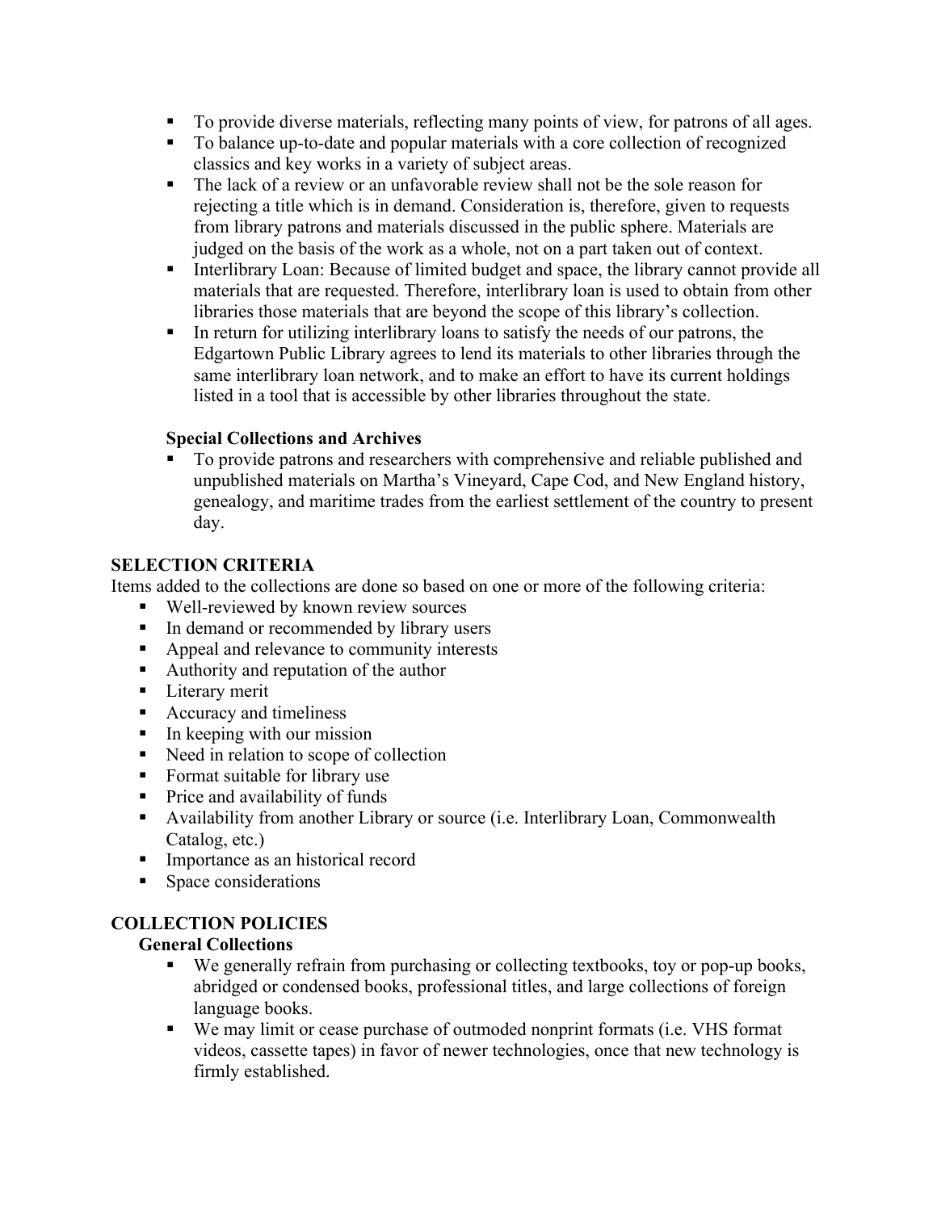- To provide diverse materials, reflecting many points of view, for patrons of all ages.
- To balance up-to-date and popular materials with a core collection of recognized classics and key works in a variety of subject areas.
- The lack of a review or an unfavorable review shall not be the sole reason for rejecting a title which is in demand. Consideration is, therefore, given to requests from library patrons and materials discussed in the public sphere. Materials are judged on the basis of the work as a whole, not on a part taken out of context.
- Interlibrary Loan: Because of limited budget and space, the library cannot provide all materials that are requested. Therefore, interlibrary loan is used to obtain from other libraries those materials that are beyond the scope of this library's collection.
- In return for utilizing interlibrary loans to satisfy the needs of our patrons, the Edgartown Public Library agrees to lend its materials to other libraries through the same interlibrary loan network, and to make an effort to have its current holdings listed in a tool that is accessible by other libraries throughout the state.

**Special Collections and Archives**

- To provide patrons and researchers with comprehensive and reliable published and unpublished materials on Martha's Vineyard, Cape Cod, and New England history, genealogy, and maritime trades from the earliest settlement of the country to present day.

## SELECTION CRITERIA

Items added to the collections are done so based on one or more of the following criteria:

- Well-reviewed by known review sources
- In demand or recommended by library users
- Appeal and relevance to community interests
- Authority and reputation of the author
- Literary merit
- Accuracy and timeliness
- In keeping with our mission
- Need in relation to scope of collection
- Format suitable for library use
- Price and availability of funds
- Availability from another Library or source (i.e. Interlibrary Loan, Commonwealth Catalog, etc.)
- Importance as an historical record
- Space considerations

## COLLECTION POLICIES

**General Collections**

- We generally refrain from purchasing or collecting textbooks, toy or pop-up books, abridged or condensed books, professional titles, and large collections of foreign language books.
- We may limit or cease purchase of outmoded nonprint formats (i.e. VHS format videos, cassette tapes) in favor of newer technologies, once that new technology is firmly established.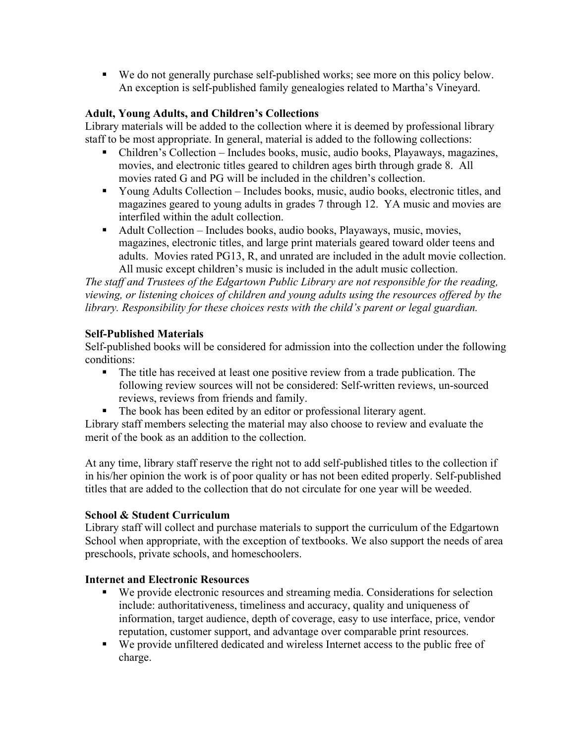- We do not generally purchase self-published works; see more on this policy below. An exception is self-published family genealogies related to Martha's Vineyard.

**Adult, Young Adults, and Children's Collections**

Library materials will be added to the collection where it is deemed by professional library staff to be most appropriate. In general, material is added to the following collections:

- Children's Collection – Includes books, music, audio books, Playaways, magazines, movies, and electronic titles geared to children ages birth through grade 8. All movies rated G and PG will be included in the children's collection.
- Young Adults Collection – Includes books, music, audio books, electronic titles, and magazines geared to young adults in grades 7 through 12. YA music and movies are interfiled within the adult collection.
- Adult Collection – Includes books, audio books, Playaways, music, movies, magazines, electronic titles, and large print materials geared toward older teens and adults. Movies rated PG13, R, and unrated are included in the adult movie collection. All music except children's music is included in the adult music collection.

*The staff and Trustees of the Edgartown Public Library are not responsible for the reading, viewing, or listening choices of children and young adults using the resources offered by the library. Responsibility for these choices rests with the child's parent or legal guardian.*

**Self-Published Materials**

Self-published books will be considered for admission into the collection under the following conditions:

- The title has received at least one positive review from a trade publication. The following review sources will not be considered: Self-written reviews, un-sourced reviews, reviews from friends and family.
- The book has been edited by an editor or professional literary agent.

Library staff members selecting the material may also choose to review and evaluate the merit of the book as an addition to the collection.

At any time, library staff reserve the right not to add self-published titles to the collection if in his/her opinion the work is of poor quality or has not been edited properly. Self-published titles that are added to the collection that do not circulate for one year will be weeded.

**School & Student Curriculum**

Library staff will collect and purchase materials to support the curriculum of the Edgartown School when appropriate, with the exception of textbooks. We also support the needs of area preschools, private schools, and homeschoolers.

**Internet and Electronic Resources**

- We provide electronic resources and streaming media. Considerations for selection include: authoritativeness, timeliness and accuracy, quality and uniqueness of information, target audience, depth of coverage, easy to use interface, price, vendor reputation, customer support, and advantage over comparable print resources.
- We provide unfiltered dedicated and wireless Internet access to the public free of charge.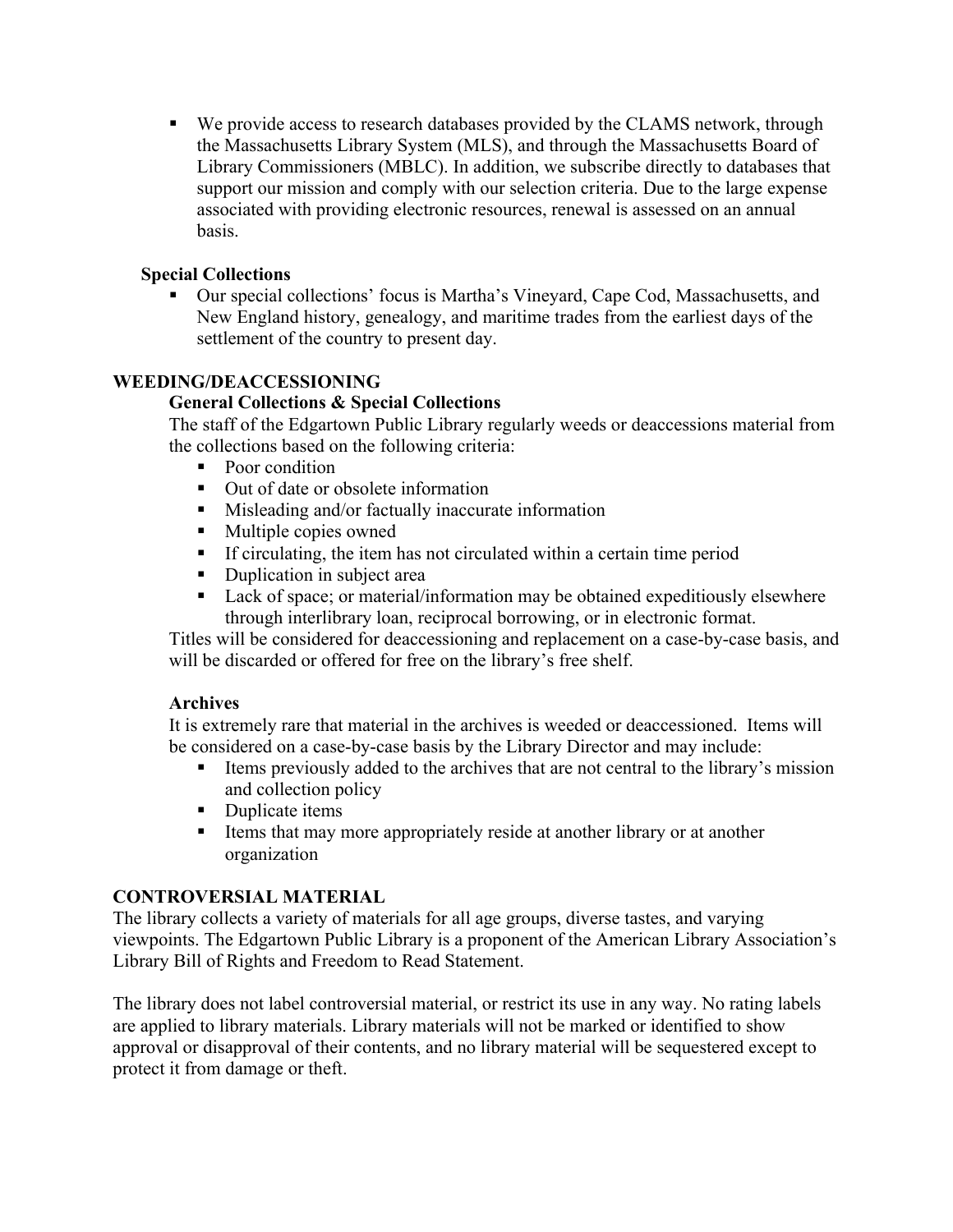- We provide access to research databases provided by the CLAMS network, through the Massachusetts Library System (MLS), and through the Massachusetts Board of Library Commissioners (MBLC). In addition, we subscribe directly to databases that support our mission and comply with our selection criteria. Due to the large expense associated with providing electronic resources, renewal is assessed on an annual basis.

### Special Collections

- Our special collections' focus is Martha's Vineyard, Cape Cod, Massachusetts, and New England history, genealogy, and maritime trades from the earliest days of the settlement of the country to present day.

## WEEDING/DEACCESSIONING

### General Collections & Special Collections

The staff of the Edgartown Public Library regularly weeds or deaccessions material from the collections based on the following criteria:

- Poor condition
- Out of date or obsolete information
- Misleading and/or factually inaccurate information
- Multiple copies owned
- If circulating, the item has not circulated within a certain time period
- Duplication in subject area
- Lack of space; or material/information may be obtained expeditiously elsewhere through interlibrary loan, reciprocal borrowing, or in electronic format.

Titles will be considered for deaccessioning and replacement on a case-by-case basis, and will be discarded or offered for free on the library's free shelf.

### Archives

It is extremely rare that material in the archives is weeded or deaccessioned. Items will be considered on a case-by-case basis by the Library Director and may include:

- Items previously added to the archives that are not central to the library's mission and collection policy
- Duplicate items
- Items that may more appropriately reside at another library or at another organization

## CONTROVERSIAL MATERIAL

The library collects a variety of materials for all age groups, diverse tastes, and varying viewpoints. The Edgartown Public Library is a proponent of the American Library Association's Library Bill of Rights and Freedom to Read Statement.

The library does not label controversial material, or restrict its use in any way. No rating labels are applied to library materials. Library materials will not be marked or identified to show approval or disapproval of their contents, and no library material will be sequestered except to protect it from damage or theft.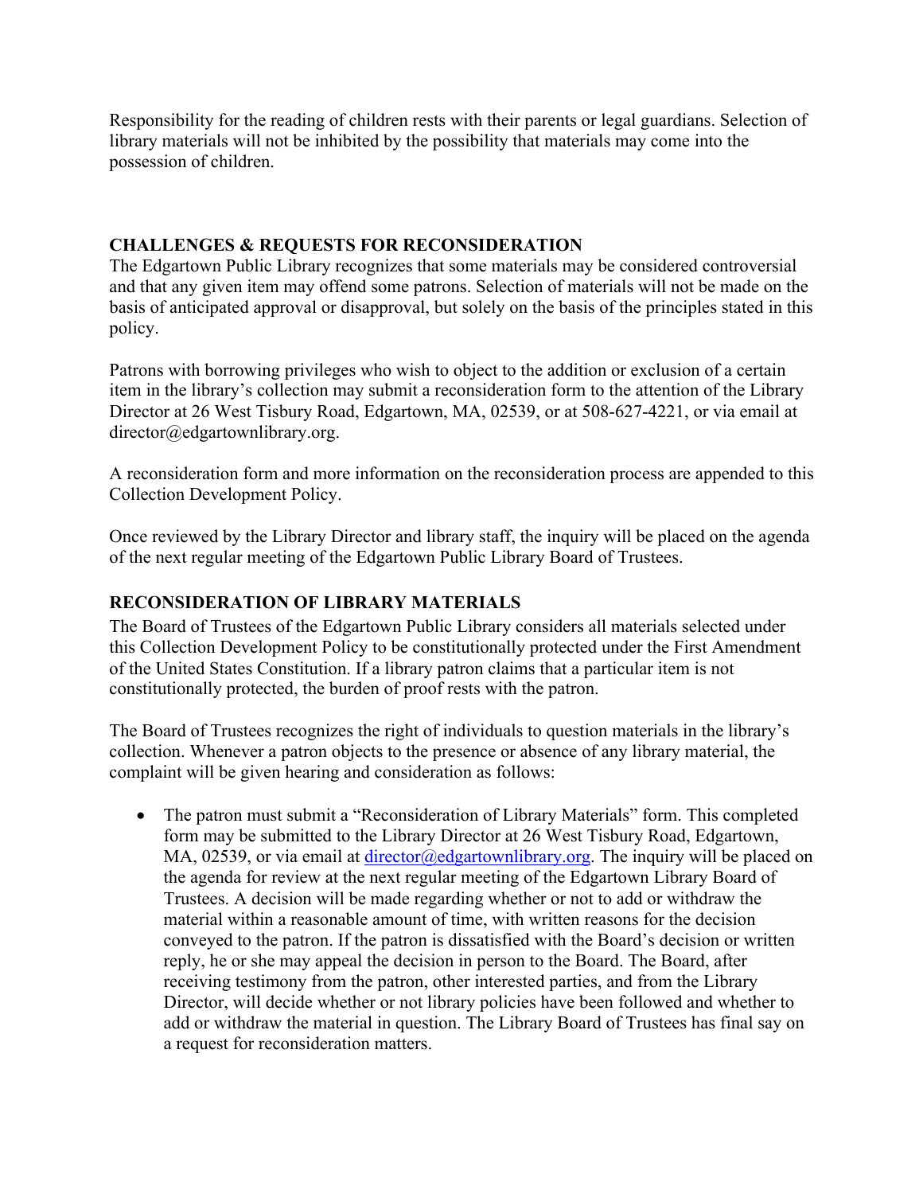Responsibility for the reading of children rests with their parents or legal guardians. Selection of library materials will not be inhibited by the possibility that materials may come into the possession of children.

## CHALLENGES & REQUESTS FOR RECONSIDERATION

The Edgartown Public Library recognizes that some materials may be considered controversial and that any given item may offend some patrons. Selection of materials will not be made on the basis of anticipated approval or disapproval, but solely on the basis of the principles stated in this policy.

Patrons with borrowing privileges who wish to object to the addition or exclusion of a certain item in the library's collection may submit a reconsideration form to the attention of the Library Director at 26 West Tisbury Road, Edgartown, MA, 02539, or at 508-627-4221, or via email at director@edgartownlibrary.org.

A reconsideration form and more information on the reconsideration process are appended to this Collection Development Policy.

Once reviewed by the Library Director and library staff, the inquiry will be placed on the agenda of the next regular meeting of the Edgartown Public Library Board of Trustees.

## RECONSIDERATION OF LIBRARY MATERIALS

The Board of Trustees of the Edgartown Public Library considers all materials selected under this Collection Development Policy to be constitutionally protected under the First Amendment of the United States Constitution. If a library patron claims that a particular item is not constitutionally protected, the burden of proof rests with the patron.

The Board of Trustees recognizes the right of individuals to question materials in the library's collection. Whenever a patron objects to the presence or absence of any library material, the complaint will be given hearing and consideration as follows:

- The patron must submit a "Reconsideration of Library Materials" form. This completed form may be submitted to the Library Director at 26 West Tisbury Road, Edgartown, MA, 02539, or via email at director@edgartownlibrary.org. The inquiry will be placed on the agenda for review at the next regular meeting of the Edgartown Library Board of Trustees. A decision will be made regarding whether or not to add or withdraw the material within a reasonable amount of time, with written reasons for the decision conveyed to the patron. If the patron is dissatisfied with the Board's decision or written reply, he or she may appeal the decision in person to the Board. The Board, after receiving testimony from the patron, other interested parties, and from the Library Director, will decide whether or not library policies have been followed and whether to add or withdraw the material in question. The Library Board of Trustees has final say on a request for reconsideration matters.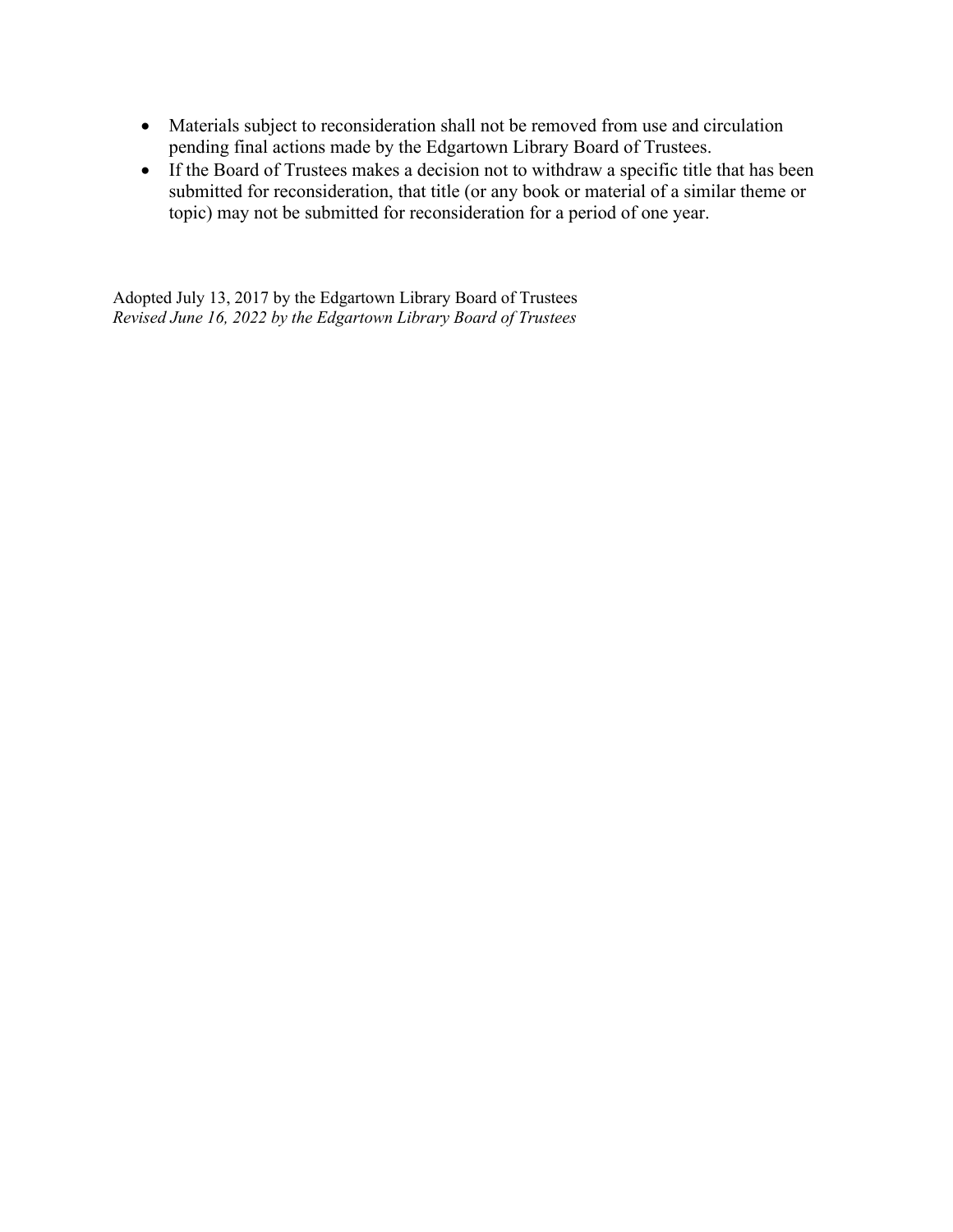- Materials subject to reconsideration shall not be removed from use and circulation pending final actions made by the Edgartown Library Board of Trustees.
- If the Board of Trustees makes a decision not to withdraw a specific title that has been submitted for reconsideration, that title (or any book or material of a similar theme or topic) may not be submitted for reconsideration for a period of one year.

Adopted July 13, 2017 by the Edgartown Library Board of Trustees
*Revised June 16, 2022 by the Edgartown Library Board of Trustees*